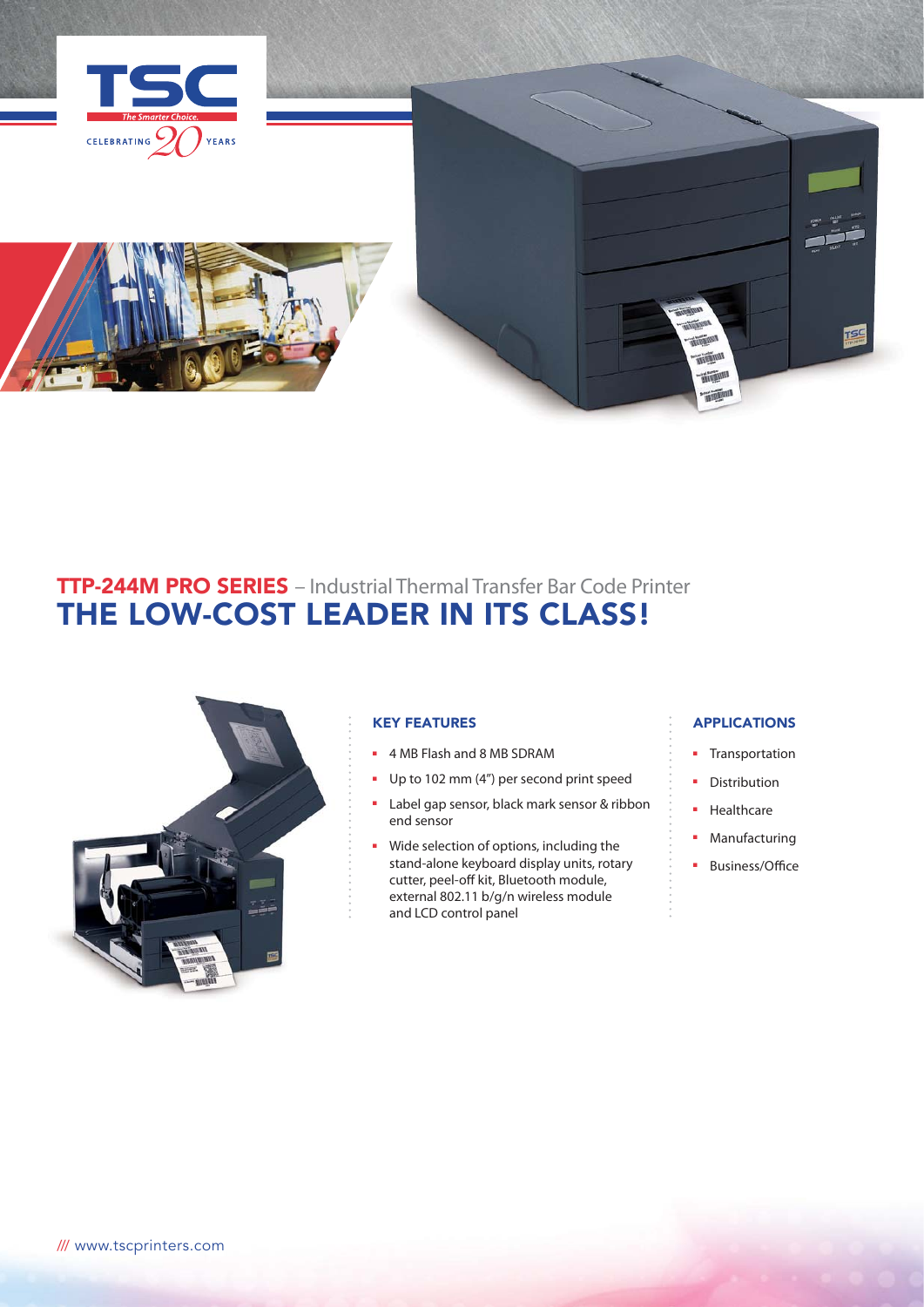TSC

The Smarter Choice.

CELEBRATING 20 YEARS

# TTP-244M PRO SERIES – Industrial Thermal Transfer Bar Code Printer

## THE LOW-COST LEADER IN ITS CLASS!

### KEY FEATURES

- 4 MB Flash and 8 MB SDRAM
- Up to 102 mm (4") per second print speed
- Label gap sensor, black mark sensor & ribbon end sensor
- Wide selection of options, including the stand-alone keyboard display units, rotary cutter, peel-off kit, Bluetooth module, external 802.11 b/g/n wireless module and LCD control panel

### APPLICATIONS

- Transportation
- Distribution
- Healthcare
- Manufacturing
- Business/Office

/// www.tscprinters.com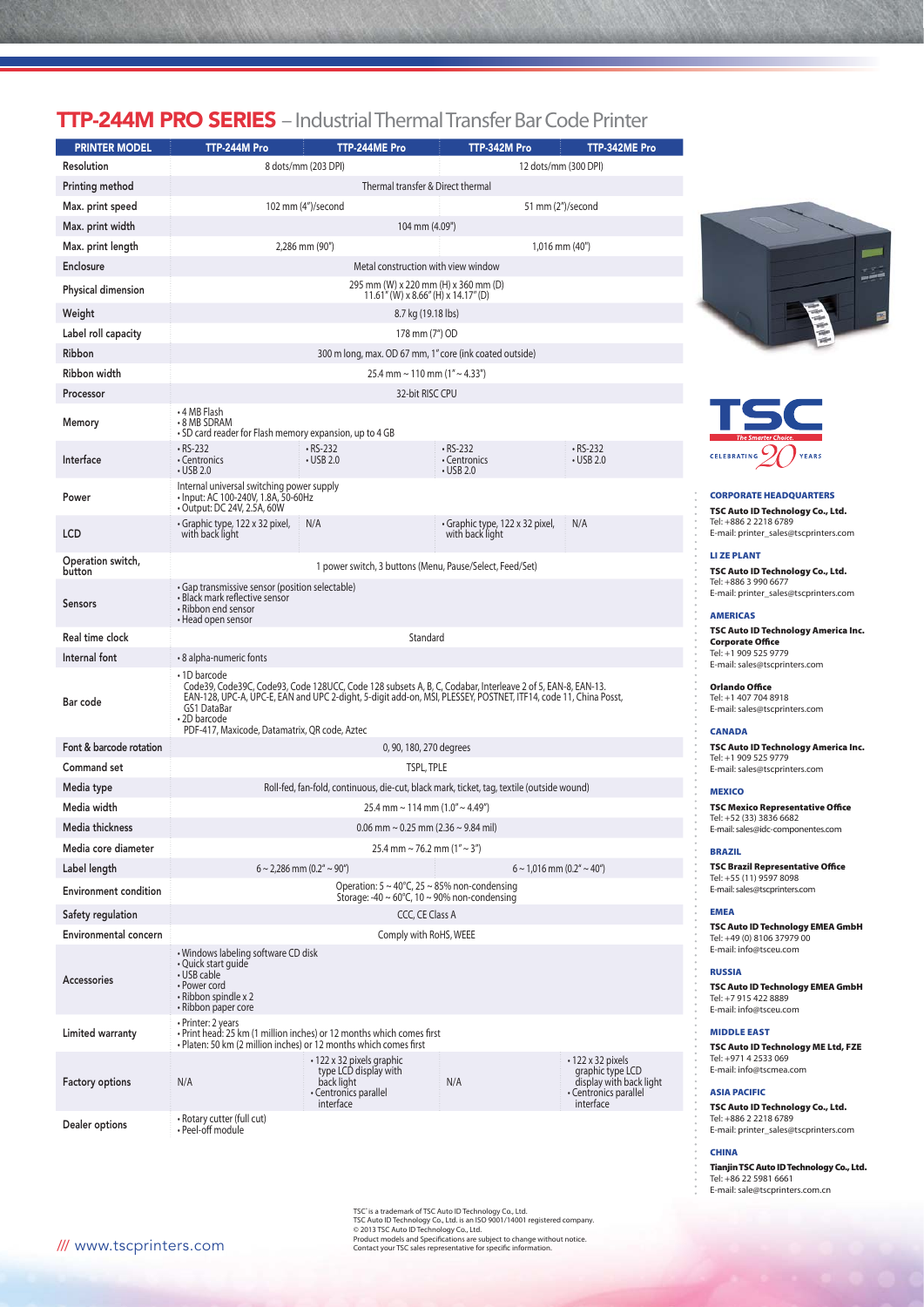# TTP-244M PRO SERIES – Industrial Thermal Transfer Bar Code Printer

| PRINTER MODEL | TTP-244M Pro | TTP-244ME Pro | TTP-342M Pro | TTP-342ME Pro |
|---|---|---|---|---|
| Resolution | 8 dots/mm (203 DPI) | | 12 dots/mm (300 DPI) | |
| Printing method | Thermal transfer & Direct thermal | | | |
| Max. print speed | 102 mm (4")/second | | 51 mm (2")/second | |
| Max. print width | 104 mm (4.09") | | | |
| Max. print length | 2,286 mm (90") | | 1,016 mm (40") | |
| Enclosure | Metal construction with view window | | | |
| Physical dimension | 295 mm (W) x 220 mm (H) x 360 mm (D) 11.61" (W) x 8.66" (H) x 14.17" (D) | | | |
| Weight | 8.7 kg (19.18 lbs) | | | |
| Label roll capacity | 178 mm (7") OD | | | |
| Ribbon | 300 m long, max. OD 67 mm, 1" core (ink coated outside) | | | |
| Ribbon width | 25.4 mm ~ 110 mm (1" ~ 4.33") | | | |
| Processor | 32-bit RISC CPU | | | |
| Memory | • 4 MB Flash • 8 MB SDRAM • SD card reader for Flash memory expansion, up to 4 GB | | | |
| Interface | • RS-232 • Centronics • USB 2.0 | • RS-232 • USB 2.0 | • RS-232 • Centronics • USB 2.0 | • RS-232 • USB 2.0 |
| Power | Internal universal switching power supply • Input: AC 100-240V, 1.8A, 50-60Hz • Output: DC 24V, 2.5A, 60W | | | |
| LCD | • Graphic type, 122 x 32 pixel, with back light | N/A | • Graphic type, 122 x 32 pixel, with back light | N/A |
| Operation switch, button | 1 power switch, 3 buttons (Menu, Pause/Select, Feed/Set) | | | |
| Sensors | • Gap transmissive sensor (position selectable) • Black mark reflective sensor • Ribbon end sensor • Head open sensor | | | |
| Real time clock | Standard | | | |
| Internal font | • 8 alpha-numeric fonts | | | |
| Bar code | • 1D barcode Code39, Code39C, Code93, Code 128UCC, Code 128 subsets A, B, C, Codabar, Interleave 2 of 5, EAN-8, EAN-13, EAN-128, UPC-A, UPC-E, EAN and UPC 2-digit, 5-digit add-on, MSI, PLESSEY, POSTNET, ITF14, code 11, China Posst, GS1 DataBar • 2D barcode PDF-417, Maxicode, Datamatrix, QR code, Aztec | | | |
| Font & barcode rotation | 0, 90, 180, 270 degrees | | | |
| Command set | TSPL, TPLE | | | |
| Media type | Roll-fed, fan-fold, continuous, die-cut, black mark, ticket, tag, textile (outside wound) | | | |
| Media width | 25.4 mm ~ 114 mm (1.0" ~ 4.49") | | | |
| Media thickness | 0.06 mm ~ 0.25 mm (2.36 ~ 9.84 mil) | | | |
| Media core diameter | 25.4 mm ~ 76.2 mm (1" ~ 3") | | | |
| Label length | 6 ~ 2,286 mm (0.2" ~ 90") | | 6 ~ 1,016 mm (0.2" ~ 40") | |
| Environment condition | Operation: 5 ~ 40°C, 25 ~ 85% non-condensing Storage: -40 ~ 60°C, 10 ~ 90% non-condensing | | | |
| Safety regulation | CCC, CE Class A | | | |
| Environmental concern | Comply with RoHS, WEEE | | | |
| Accessories | • Windows labeling software CD disk • Quick start guide • USB cable • Power cord • Ribbon spindle x 2 • Ribbon paper core | | | |
| Limited warranty | • Printer: 2 years • Print head: 25 km (1 million inches) or 12 months which comes first • Platen: 50 km (2 million inches) or 12 months which comes first | | | |
| Factory options | N/A | • 122 x 32 pixels graphic type LCD display with back light • Centronics parallel interface | N/A | • 122 x 32 pixels graphic type LCD display with back light • Centronics parallel interface |
| Dealer options | • Rotary cutter (full cut) • Peel-off module | | | |

TSC The Smarter Choice — CELEBRATING 20 YEARS

**CORPORATE HEADQUARTERS**
**TSC Auto ID Technology Co., Ltd.**
Tel: +886 2 2218 6789
E-mail: printer_sales@tscprinters.com

**LI ZE PLANT**
**TSC Auto ID Technology Co., Ltd.**
Tel: +886 3 990 6677
E-mail: printer_sales@tscprinters.com

**AMERICAS**
**TSC Auto ID Technology America Inc.**
**Corporate Office**
Tel: +1 909 525 9779
E-mail: sales@tscprinters.com

**Orlando Office**
Tel: +1 407 704 8918
E-mail: sales@tscprinters.com

**CANADA**
**TSC Auto ID Technology America Inc.**
Tel: +1 909 525 9779
E-mail: sales@tscprinters.com

**MEXICO**
**TSC Mexico Representative Office**
Tel: +52 (33) 3836 6682
E-mail: sales@idc-componentes.com

**BRAZIL**
**TSC Brazil Representative Office**
Tel: +55 (11) 9597 8098
E-mail: sales@tscprinters.com

**EMEA**
**TSC Auto ID Technology EMEA GmbH**
Tel: +49 (0) 8106 37979 00
E-mail: info@tsceu.com

**RUSSIA**
**TSC Auto ID Technology EMEA GmbH**
Tel: +7 915 422 8889
E-mail: info@tsceu.com

**MIDDLE EAST**
**TSC Auto ID Technology ME Ltd, FZE**
Tel: +971 4 2533 069
E-mail: info@tscmea.com

**ASIA PACIFIC**
**TSC Auto ID Technology Co., Ltd.**
Tel: +886 2 2218 6789
E-mail: printer_sales@tscprinters.com

**CHINA**
**Tianjin TSC Auto ID Technology Co., Ltd.**
Tel: +86 22 5981 6661
E-mail: sale@tscprinters.com.cn

/// www.tscprinters.com

TSC is a trademark of TSC Auto ID Technology Co., Ltd.
TSC Auto ID Technology Co., Ltd. is an ISO 9001/14001 registered company.
© 2013 TSC Auto ID Technology Co., Ltd.
Product models and Specifications are subject to change without notice.
Contact your TSC sales representative for specific information.